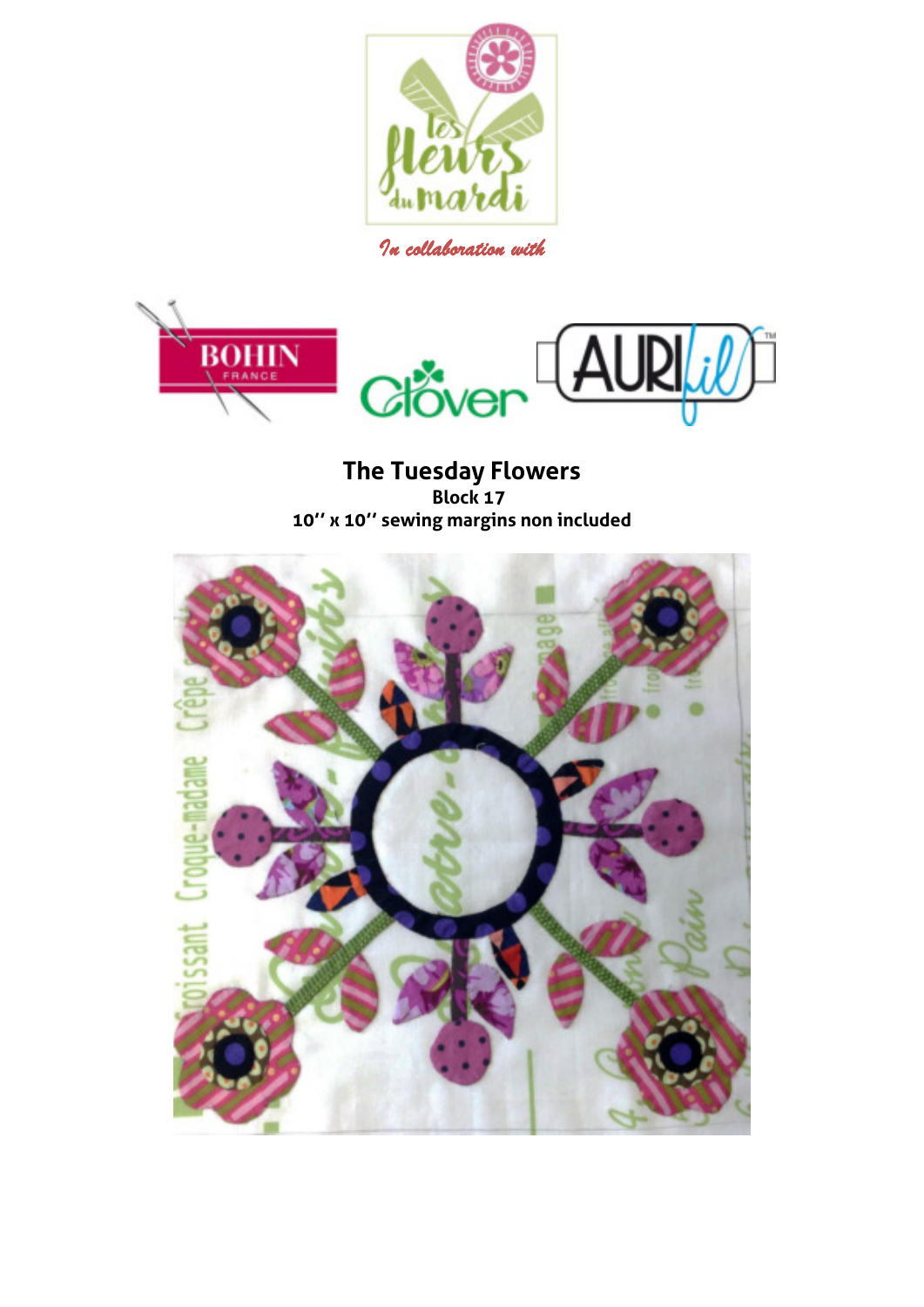*In collaboration with*

# The Tuesday Flowers

**Block 17**

**10'' x 10'' sewing margins non included**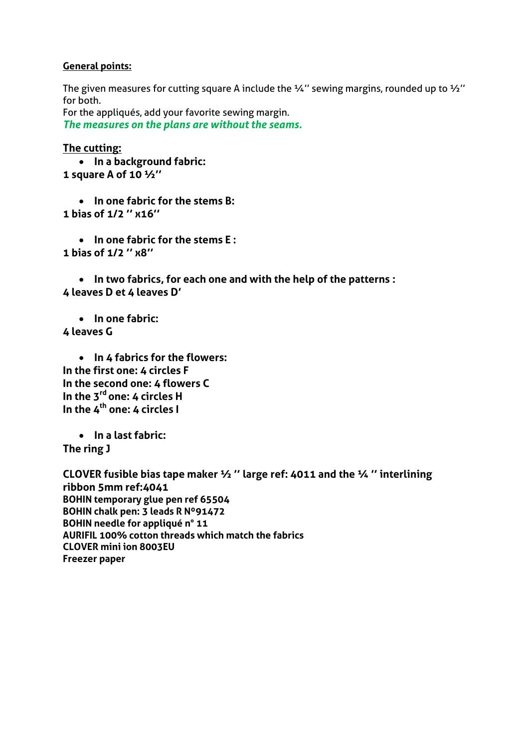**General points:**

The given measures for cutting square A include the ¼'' sewing margins, rounded up to ½'' for both.
For the appliqués, add your favorite sewing margin.
***The measures on the plans are without the seams.***

**The cutting:**

- **In a background fabric:**

**1 square A of 10 ½''**

- **In one fabric for the stems B:**

**1 bias of 1/2 '' x16''**

- **In one fabric for the stems E :**

**1 bias of 1/2 '' x8''**

- **In two fabrics, for each one and with the help of the patterns :**

**4 leaves D et 4 leaves D'**

- **In one fabric:**

**4 leaves G**

- **In 4 fabrics for the flowers:**

**In the first one: 4 circles F**
**In the second one: 4 flowers C**
**In the 3rd one: 4 circles H**
**In the 4th one: 4 circles I**

- **In a last fabric:**

**The ring J**

**CLOVER fusible bias tape maker ½ '' large ref: 4011 and the ¼ '' interlining ribbon 5mm ref:4041**
**BOHIN temporary glue pen ref 65504**
**BOHIN chalk pen: 3 leads R N°91472**
**BOHIN needle for appliqué n° 11**
**AURIFIL 100% cotton threads which match the fabrics**
**CLOVER mini ion 8003EU**
**Freezer paper**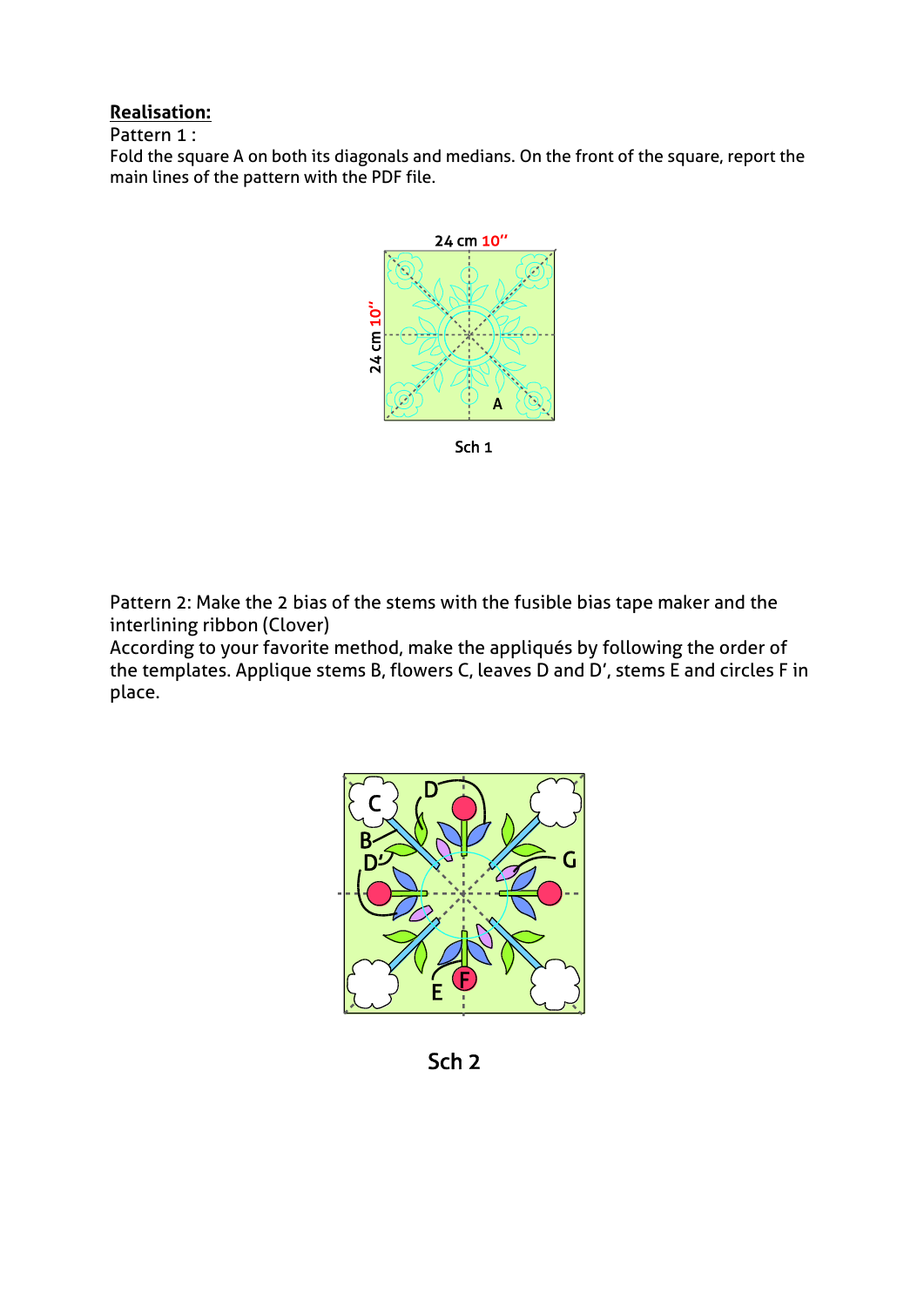**Realisation:**

Pattern 1 :

Fold the square A on both its diagonals and medians. On the front of the square, report the main lines of the pattern with the PDF file.

Sch 1

Pattern 2: Make the 2 bias of the stems with the fusible bias tape maker and the interlining ribbon (Clover)

According to your favorite method, make the appliqués by following the order of the templates. Applique stems B, flowers C, leaves D and D', stems E and circles F in place.

Sch 2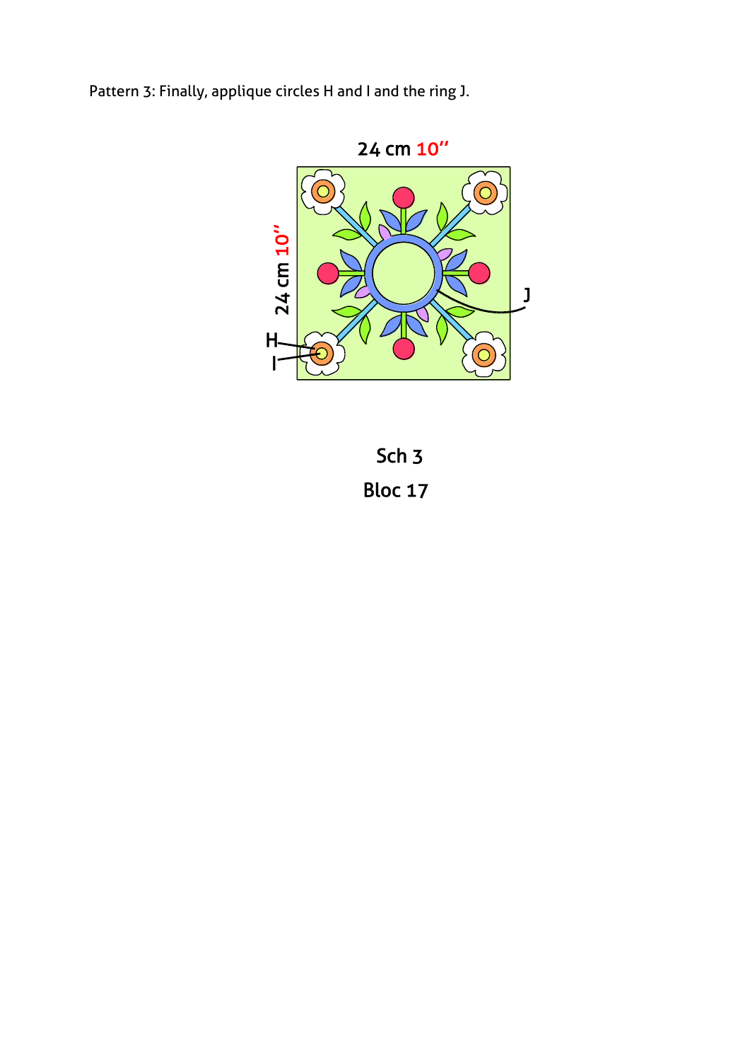Pattern 3: Finally, applique circles H and I and the ring J.

24 cm 10''

24 cm 10''

H

I

J

Sch 3

Bloc 17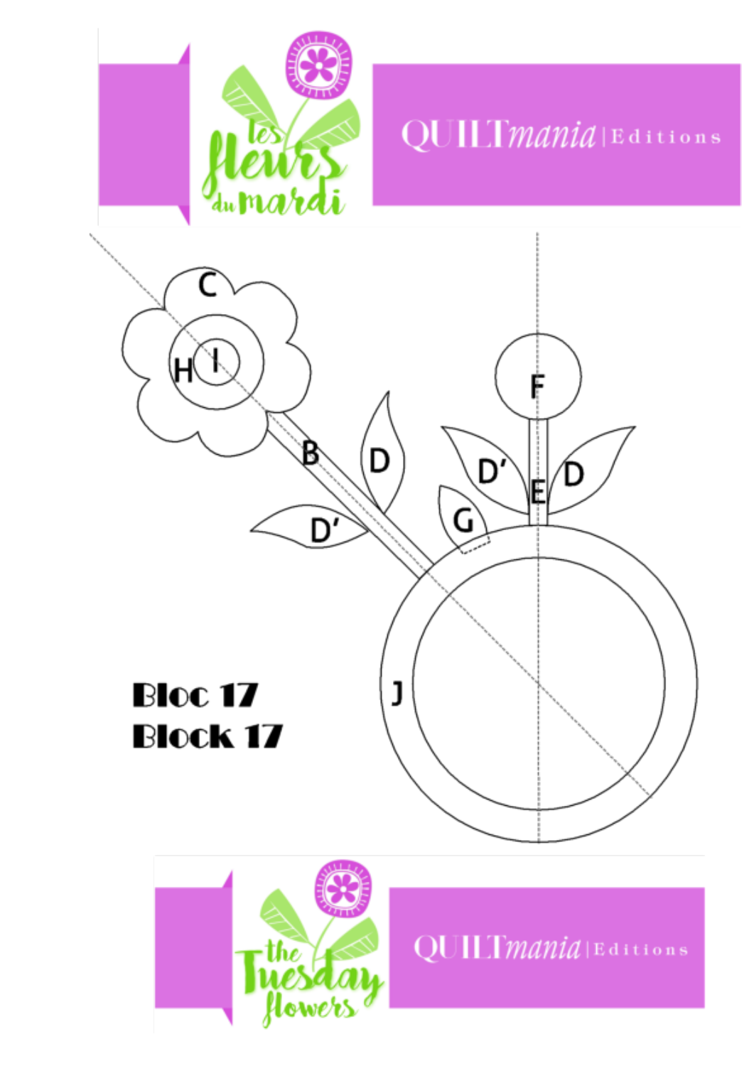les fleurs du mardi

QUILTmania | Editions

C

H

I

F

B

D

D'

E

D

D'

G

J

Bloc 17

Block 17

the Tuesday flowers

QUILTmania | Editions